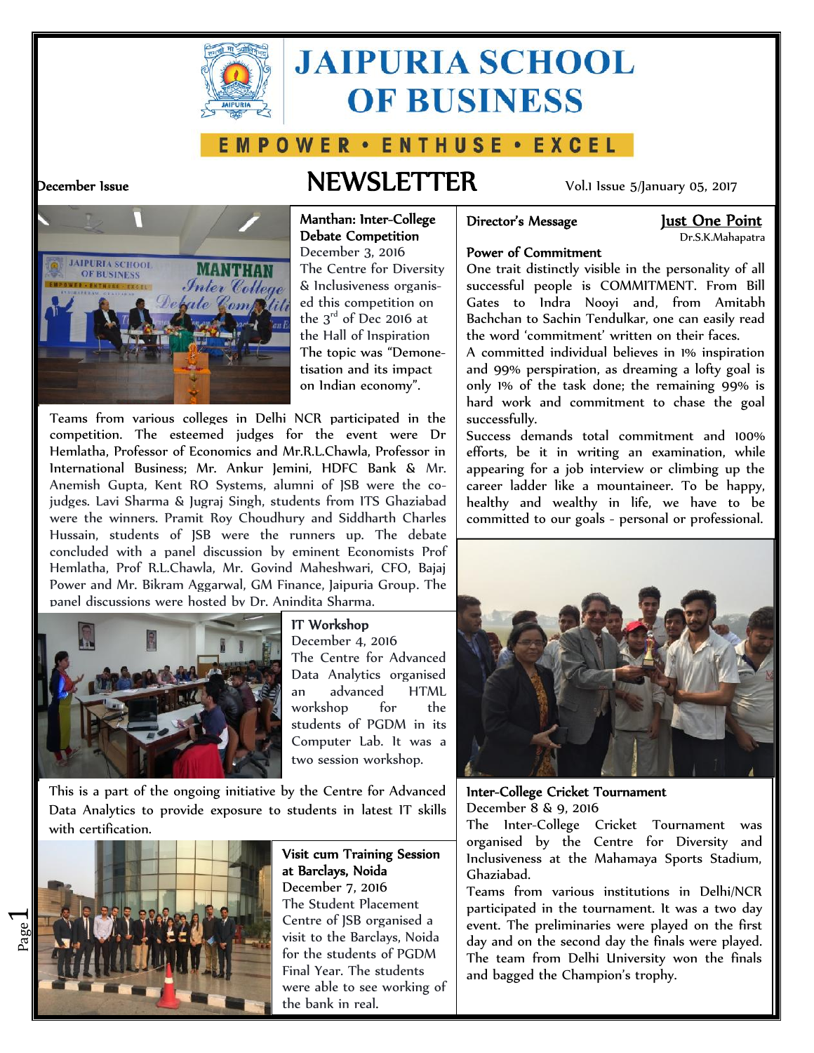# JAIPURIA SCHOOL OF BUSINESS

EMPOWER • ENTHUSE • EXCEL

December Issue

## NEWSLETTER

Vol.1 Issue 5/January 05, 2017

### Manthan: Inter-College Debate Competition

December 3, 2016

The Centre for Diversity & Inclusiveness organised this competition on the 3rd of Dec 2016 at the Hall of Inspiration The topic was "Demonetisation and its impact on Indian economy".

Teams from various colleges in Delhi NCR participated in the competition. The esteemed judges for the event were Dr Hemlatha, Professor of Economics and Mr.R.L.Chawla, Professor in International Business; Mr. Ankur Jemini, HDFC Bank & Mr. Anemish Gupta, Kent RO Systems, alumni of JSB were the co-judges. Lavi Sharma & Jugraj Singh, students from ITS Ghaziabad were the winners. Pramit Roy Choudhury and Siddharth Charles Hussain, students of JSB were the runners up. The debate concluded with a panel discussion by eminent Economists Prof Hemlatha, Prof R.L.Chawla, Mr. Govind Maheshwari, CFO, Bajaj Power and Mr. Bikram Aggarwal, GM Finance, Jaipuria Group. The panel discussions were hosted by Dr. Anindita Sharma.

### IT Workshop

December 4, 2016

The Centre for Advanced Data Analytics organised an advanced HTML workshop for the students of PGDM in its Computer Lab. It was a two session workshop.

This is a part of the ongoing initiative by the Centre for Advanced Data Analytics to provide exposure to students in latest IT skills with certification.

### Visit cum Training Session at Barclays, Noida

December 7, 2016

The Student Placement Centre of JSB organised a visit to the Barclays, Noida for the students of PGDM Final Year. The students were able to see working of the bank in real.

### Director's Message

**Just One Point**

Dr.S.K.Mahapatra

**Power of Commitment**

One trait distinctly visible in the personality of all successful people is COMMITMENT. From Bill Gates to Indra Nooyi and, from Amitabh Bachchan to Sachin Tendulkar, one can easily read the word 'commitment' written on their faces.

A committed individual believes in 1% inspiration and 99% perspiration, as dreaming a lofty goal is only 1% of the task done; the remaining 99% is hard work and commitment to chase the goal successfully.

Success demands total commitment and 100% efforts, be it in writing an examination, while appearing for a job interview or climbing up the career ladder like a mountaineer. To be happy, healthy and wealthy in life, we have to be committed to our goals - personal or professional.

### Inter-College Cricket Tournament

December 8 & 9, 2016

The Inter-College Cricket Tournament was organised by the Centre for Diversity and Inclusiveness at the Mahamaya Sports Stadium, Ghaziabad.

Teams from various institutions in Delhi/NCR participated in the tournament. It was a two day event. The preliminaries were played on the first day and on the second day the finals were played. The team from Delhi University won the finals and bagged the Champion's trophy.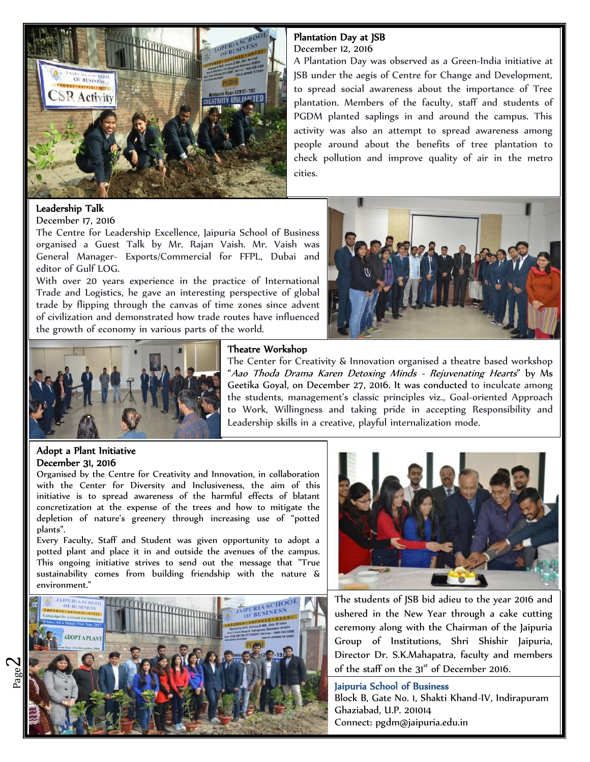### Plantation Day at JSB

December 12, 2016

A Plantation Day was observed as a Green-India initiative at JSB under the aegis of Centre for Change and Development, to spread social awareness about the importance of Tree plantation. Members of the faculty, staff and students of PGDM planted saplings in and around the campus. This activity was also an attempt to spread awareness among people around about the benefits of tree plantation to check pollution and improve quality of air in the metro cities.

### Leadership Talk

December 17, 2016

The Centre for Leadership Excellence, Jaipuria School of Business organised a Guest Talk by Mr. Rajan Vaish. Mr. Vaish was General Manager- Exports/Commercial for FFPL, Dubai and editor of Gulf LOG.

With over 20 years experience in the practice of International Trade and Logistics, he gave an interesting perspective of global trade by flipping through the canvas of time zones since advent of civilization and demonstrated how trade routes have influenced the growth of economy in various parts of the world.

### Theatre Workshop

The Center for Creativity & Innovation organised a theatre based workshop "*Aao Thoda Drama Karen Detoxing Minds - Rejuvenating Hearts*" by Ms Geetika Goyal, on December 27, 2016. It was conducted to inculcate among the students, management's classic principles viz., Goal-oriented Approach to Work, Willingness and taking pride in accepting Responsibility and Leadership skills in a creative, playful internalization mode.

### Adopt a Plant Initiative

**December 31, 2016**

Organised by the Centre for Creativity and Innovation, in collaboration with the Center for Diversity and Inclusiveness, the aim of this initiative is to spread awareness of the harmful effects of blatant concretization at the expense of the trees and how to mitigate the depletion of nature's greenery through increasing use of "potted plants".

Every Faculty, Staff and Student was given opportunity to adopt a potted plant and place it in and outside the avenues of the campus. This ongoing initiative strives to send out the message that "True sustainability comes from building friendship with the nature & environment."

The students of JSB bid adieu to the year 2016 and ushered in the New Year through a cake cutting ceremony along with the Chairman of the Jaipuria Group of Institutions, Shri Shishir Jaipuria, Director Dr. S.K.Mahapatra, faculty and members of the staff on the 31st of December 2016.

**Jaipuria School of Business**
Block B, Gate No. 1, Shakti Khand-IV, Indirapuram
Ghaziabad, U.P. 201014
Connect: pgdm@jaipuria.edu.in